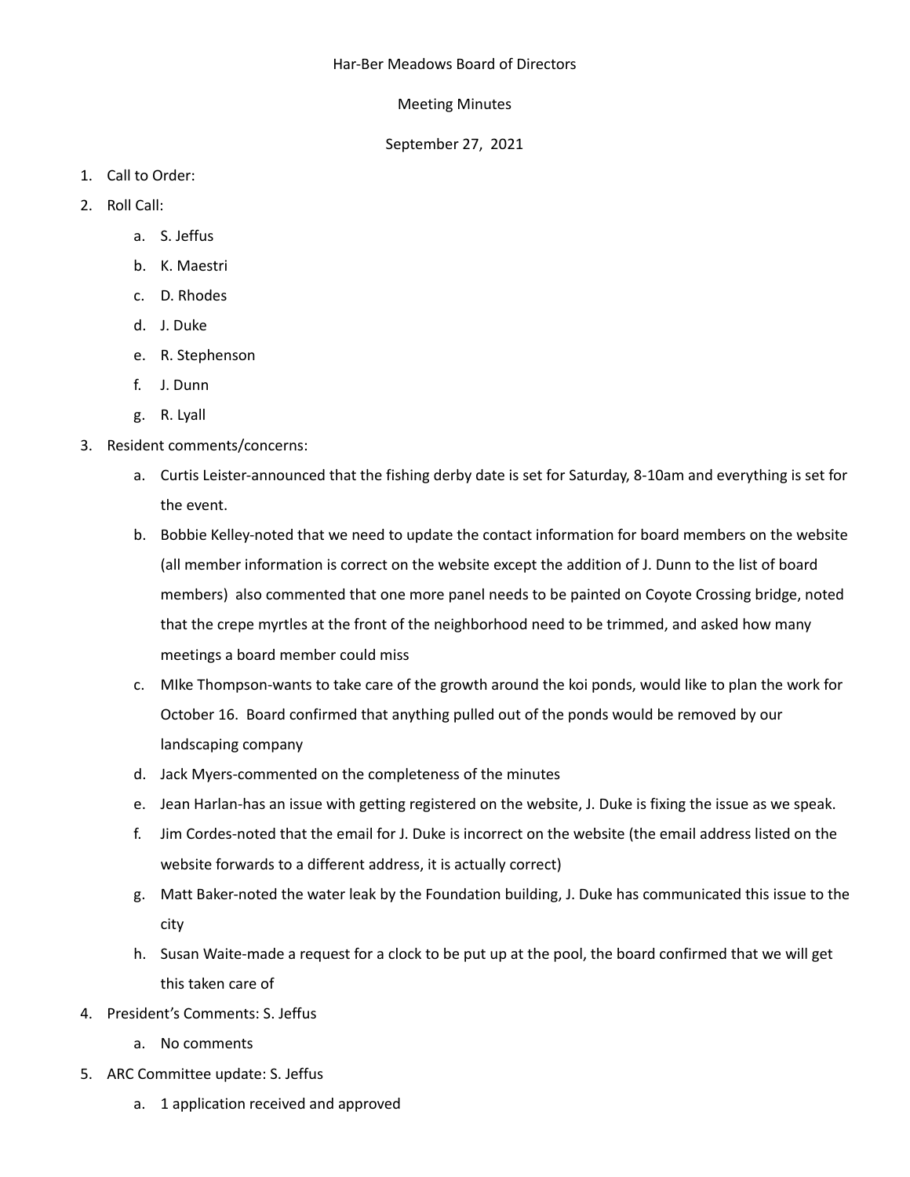Har-Ber Meadows Board of Directors

Meeting Minutes

September 27, 2021

1. Call to Order:
2. Roll Call:
   a. S. Jeffus
   b. K. Maestri
   c. D. Rhodes
   d. J. Duke
   e. R. Stephenson
   f. J. Dunn
   g. R. Lyall
3. Resident comments/concerns:
   a. Curtis Leister-announced that the fishing derby date is set for Saturday, 8-10am and everything is set for the event.
   b. Bobbie Kelley-noted that we need to update the contact information for board members on the website (all member information is correct on the website except the addition of J. Dunn to the list of board members) also commented that one more panel needs to be painted on Coyote Crossing bridge, noted that the crepe myrtles at the front of the neighborhood need to be trimmed, and asked how many meetings a board member could miss
   c. MIke Thompson-wants to take care of the growth around the koi ponds, would like to plan the work for October 16. Board confirmed that anything pulled out of the ponds would be removed by our landscaping company
   d. Jack Myers-commented on the completeness of the minutes
   e. Jean Harlan-has an issue with getting registered on the website, J. Duke is fixing the issue as we speak.
   f. Jim Cordes-noted that the email for J. Duke is incorrect on the website (the email address listed on the website forwards to a different address, it is actually correct)
   g. Matt Baker-noted the water leak by the Foundation building, J. Duke has communicated this issue to the city
   h. Susan Waite-made a request for a clock to be put up at the pool, the board confirmed that we will get this taken care of
4. President's Comments: S. Jeffus
   a. No comments
5. ARC Committee update: S. Jeffus
   a. 1 application received and approved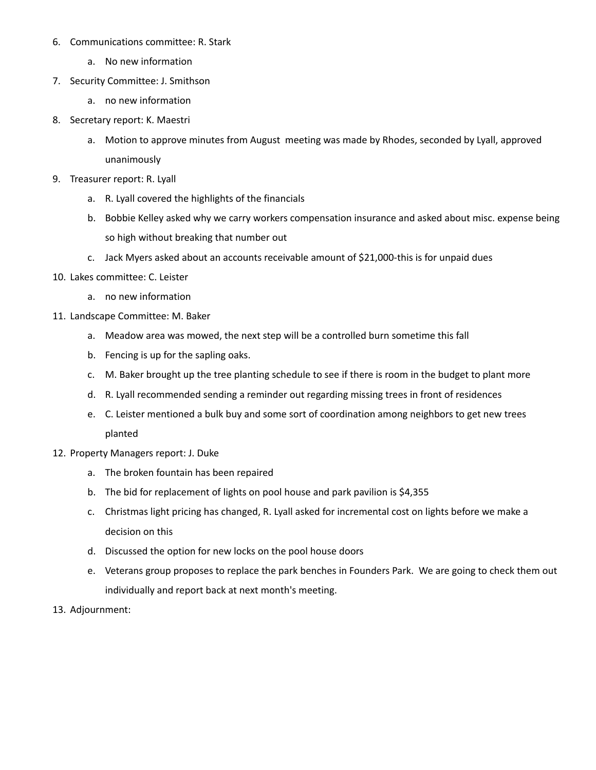6. Communications committee: R. Stark
    a. No new information
7. Security Committee: J. Smithson
    a. no new information
8. Secretary report: K. Maestri
    a. Motion to approve minutes from August meeting was made by Rhodes, seconded by Lyall, approved unanimously
9. Treasurer report: R. Lyall
    a. R. Lyall covered the highlights of the financials
    b. Bobbie Kelley asked why we carry workers compensation insurance and asked about misc. expense being so high without breaking that number out
    c. Jack Myers asked about an accounts receivable amount of $21,000-this is for unpaid dues
10. Lakes committee: C. Leister
    a. no new information
11. Landscape Committee: M. Baker
    a. Meadow area was mowed, the next step will be a controlled burn sometime this fall
    b. Fencing is up for the sapling oaks.
    c. M. Baker brought up the tree planting schedule to see if there is room in the budget to plant more
    d. R. Lyall recommended sending a reminder out regarding missing trees in front of residences
    e. C. Leister mentioned a bulk buy and some sort of coordination among neighbors to get new trees planted
12. Property Managers report: J. Duke
    a. The broken fountain has been repaired
    b. The bid for replacement of lights on pool house and park pavilion is $4,355
    c. Christmas light pricing has changed, R. Lyall asked for incremental cost on lights before we make a decision on this
    d. Discussed the option for new locks on the pool house doors
    e. Veterans group proposes to replace the park benches in Founders Park. We are going to check them out individually and report back at next month's meeting.
13. Adjournment: